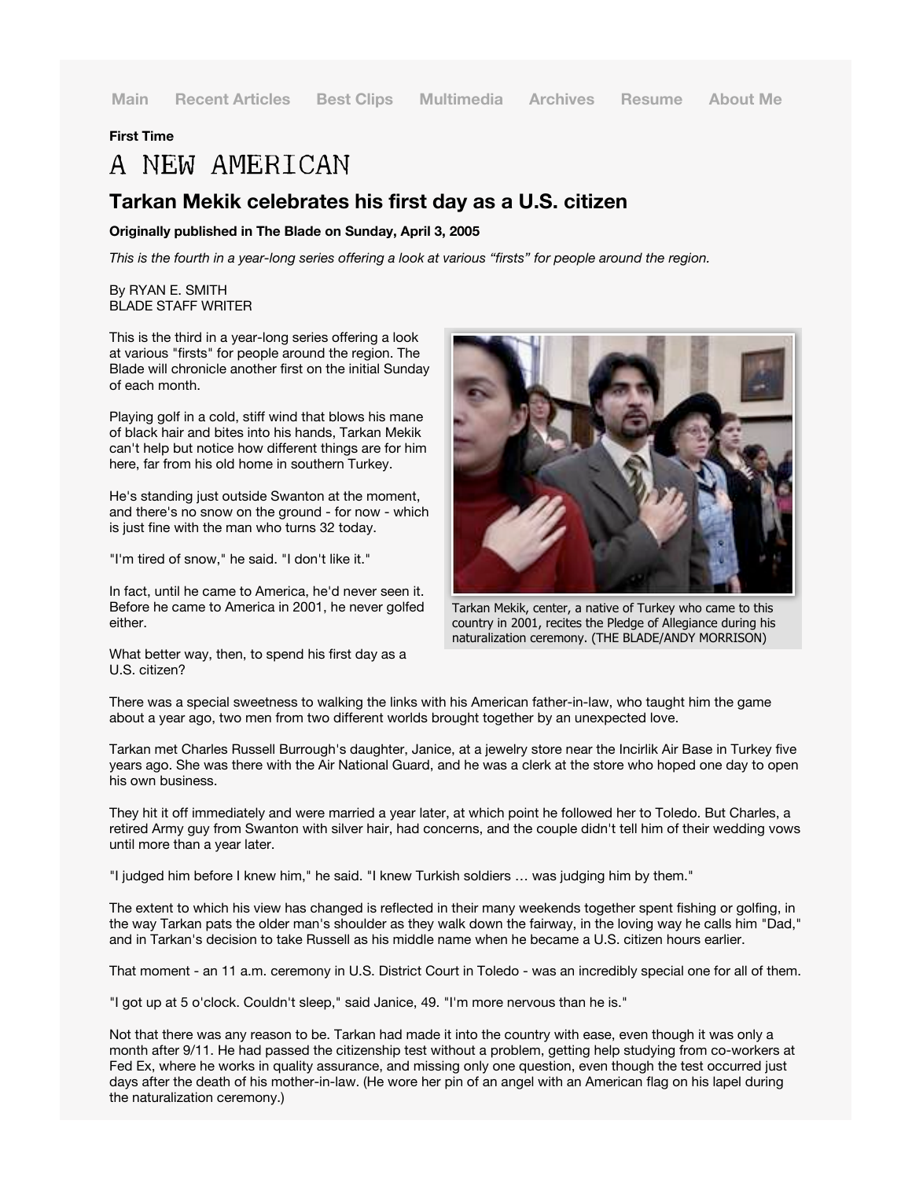Main Recent Articles Best Clips Multimedia Archives Resume About Me

**First Time**

# A NEW AMERICAN

## Tarkan Mekik celebrates his first day as a U.S. citizen

**Originally published in The Blade on Sunday, April 3, 2005**

*This is the fourth in a year-long series offering a look at various "firsts" for people around the region.*

By RYAN E. SMITH
BLADE STAFF WRITER

This is the third in a year-long series offering a look at various "firsts" for people around the region. The Blade will chronicle another first on the initial Sunday of each month.

Playing golf in a cold, stiff wind that blows his mane of black hair and bites into his hands, Tarkan Mekik can't help but notice how different things are for him here, far from his old home in southern Turkey.

He's standing just outside Swanton at the moment, and there's no snow on the ground - for now - which is just fine with the man who turns 32 today.

"I'm tired of snow," he said. "I don't like it."

In fact, until he came to America, he'd never seen it. Before he came to America in 2001, he never golfed either.

What better way, then, to spend his first day as a U.S. citizen?

Tarkan Mekik, center, a native of Turkey who came to this country in 2001, recites the Pledge of Allegiance during his naturalization ceremony. (THE BLADE/ANDY MORRISON)

There was a special sweetness to walking the links with his American father-in-law, who taught him the game about a year ago, two men from two different worlds brought together by an unexpected love.

Tarkan met Charles Russell Burrough's daughter, Janice, at a jewelry store near the Incirlik Air Base in Turkey five years ago. She was there with the Air National Guard, and he was a clerk at the store who hoped one day to open his own business.

They hit it off immediately and were married a year later, at which point he followed her to Toledo. But Charles, a retired Army guy from Swanton with silver hair, had concerns, and the couple didn't tell him of their wedding vows until more than a year later.

"I judged him before I knew him," he said. "I knew Turkish soldiers … was judging him by them."

The extent to which his view has changed is reflected in their many weekends together spent fishing or golfing, in the way Tarkan pats the older man's shoulder as they walk down the fairway, in the loving way he calls him "Dad," and in Tarkan's decision to take Russell as his middle name when he became a U.S. citizen hours earlier.

That moment - an 11 a.m. ceremony in U.S. District Court in Toledo - was an incredibly special one for all of them.

"I got up at 5 o'clock. Couldn't sleep," said Janice, 49. "I'm more nervous than he is."

Not that there was any reason to be. Tarkan had made it into the country with ease, even though it was only a month after 9/11. He had passed the citizenship test without a problem, getting help studying from co-workers at Fed Ex, where he works in quality assurance, and missing only one question, even though the test occurred just days after the death of his mother-in-law. (He wore her pin of an angel with an American flag on his lapel during the naturalization ceremony.)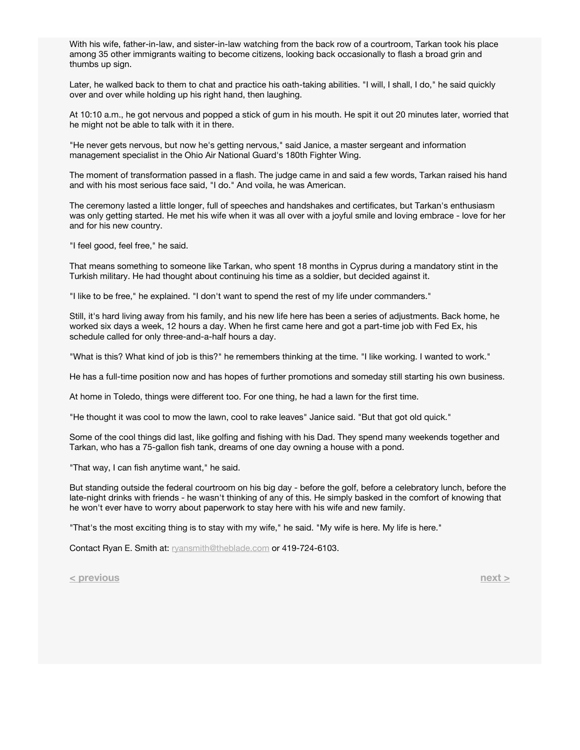With his wife, father-in-law, and sister-in-law watching from the back row of a courtroom, Tarkan took his place among 35 other immigrants waiting to become citizens, looking back occasionally to flash a broad grin and thumbs up sign.

Later, he walked back to them to chat and practice his oath-taking abilities. "I will, I shall, I do," he said quickly over and over while holding up his right hand, then laughing.

At 10:10 a.m., he got nervous and popped a stick of gum in his mouth. He spit it out 20 minutes later, worried that he might not be able to talk with it in there.

"He never gets nervous, but now he's getting nervous," said Janice, a master sergeant and information management specialist in the Ohio Air National Guard's 180th Fighter Wing.

The moment of transformation passed in a flash. The judge came in and said a few words, Tarkan raised his hand and with his most serious face said, "I do." And voila, he was American.

The ceremony lasted a little longer, full of speeches and handshakes and certificates, but Tarkan's enthusiasm was only getting started. He met his wife when it was all over with a joyful smile and loving embrace - love for her and for his new country.

"I feel good, feel free," he said.

That means something to someone like Tarkan, who spent 18 months in Cyprus during a mandatory stint in the Turkish military. He had thought about continuing his time as a soldier, but decided against it.

"I like to be free," he explained. "I don't want to spend the rest of my life under commanders."

Still, it's hard living away from his family, and his new life here has been a series of adjustments. Back home, he worked six days a week, 12 hours a day. When he first came here and got a part-time job with Fed Ex, his schedule called for only three-and-a-half hours a day.

"What is this? What kind of job is this?" he remembers thinking at the time. "I like working. I wanted to work."

He has a full-time position now and has hopes of further promotions and someday still starting his own business.

At home in Toledo, things were different too. For one thing, he had a lawn for the first time.

"He thought it was cool to mow the lawn, cool to rake leaves" Janice said. "But that got old quick."

Some of the cool things did last, like golfing and fishing with his Dad. They spend many weekends together and Tarkan, who has a 75-gallon fish tank, dreams of one day owning a house with a pond.

"That way, I can fish anytime want," he said.

But standing outside the federal courtroom on his big day - before the golf, before a celebratory lunch, before the late-night drinks with friends - he wasn't thinking of any of this. He simply basked in the comfort of knowing that he won't ever have to worry about paperwork to stay here with his wife and new family.

"That's the most exciting thing is to stay with my wife," he said. "My wife is here. My life is here."

Contact Ryan E. Smith at: ryansmith@theblade.com or 419-724-6103.

< previous next >